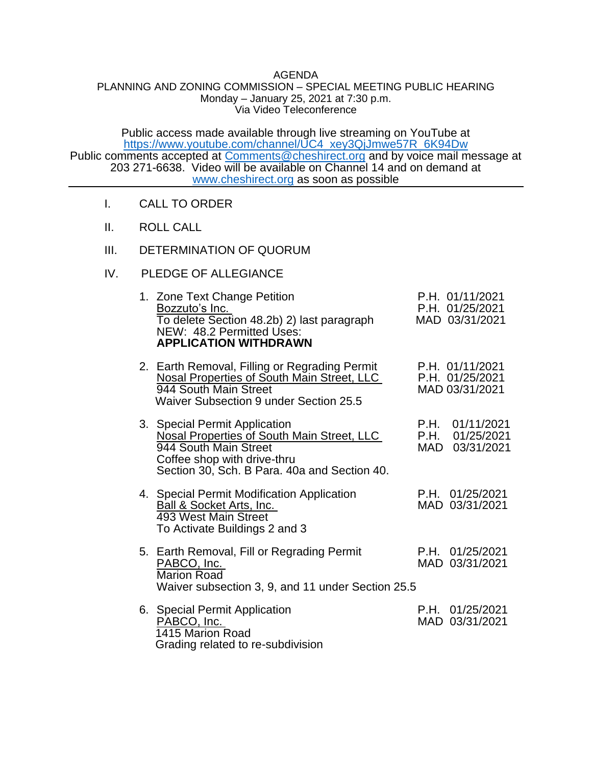AGENDA
PLANNING AND ZONING COMMISSION – SPECIAL MEETING PUBLIC HEARING
Monday – January 25, 2021 at 7:30 p.m.
Via Video Teleconference

Public access made available through live streaming on YouTube at https://www.youtube.com/channel/UC4_xey3QjJmwe57R_6K94Dw
Public comments accepted at Comments@cheshirect.org and by voice mail message at 203 271-6638. Video will be available on Channel 14 and on demand at www.cheshirect.org as soon as possible

---

I. CALL TO ORDER

II. ROLL CALL

III. DETERMINATION OF QUORUM

IV. PLEDGE OF ALLEGIANCE

1. Zone Text Change Petition
   Bozzuto's Inc.
   To delete Section 48.2b) 2) last paragraph
   NEW: 48.2 Permitted Uses:
   **APPLICATION WITHDRAWN**

   P.H. 01/11/2021
   P.H. 01/25/2021
   MAD 03/31/2021

2. Earth Removal, Filling or Regrading Permit
   Nosal Properties of South Main Street, LLC
   944 South Main Street
   Waiver Subsection 9 under Section 25.5

   P.H. 01/11/2021
   P.H. 01/25/2021
   MAD 03/31/2021

3. Special Permit Application
   Nosal Properties of South Main Street, LLC
   944 South Main Street
   Coffee shop with drive-thru
   Section 30, Sch. B Para. 40a and Section 40.

   P.H. 01/11/2021
   P.H. 01/25/2021
   MAD 03/31/2021

4. Special Permit Modification Application
   Ball & Socket Arts, Inc.
   493 West Main Street
   To Activate Buildings 2 and 3

   P.H. 01/25/2021
   MAD 03/31/2021

5. Earth Removal, Fill or Regrading Permit
   PABCO, Inc.
   Marion Road
   Waiver subsection 3, 9, and 11 under Section 25.5

   P.H. 01/25/2021
   MAD 03/31/2021

6. Special Permit Application
   PABCO, Inc.
   1415 Marion Road
   Grading related to re-subdivision

   P.H. 01/25/2021
   MAD 03/31/2021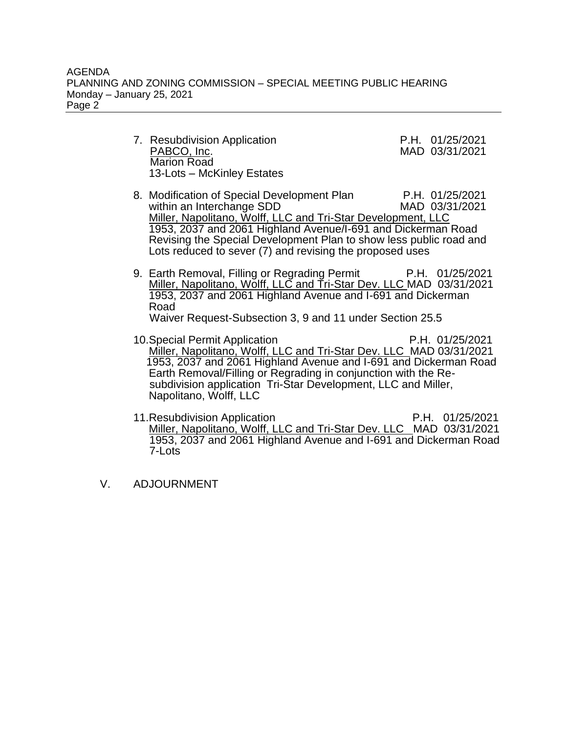7. Resubdivision Application P.H. 01/25/2021
   PABCO, Inc. MAD 03/31/2021
   Marion Road
   13-Lots – McKinley Estates

8. Modification of Special Development Plan P.H. 01/25/2021
   within an Interchange SDD MAD 03/31/2021
   Miller, Napolitano, Wolff, LLC and Tri-Star Development, LLC
   1953, 2037 and 2061 Highland Avenue/I-691 and Dickerman Road
   Revising the Special Development Plan to show less public road and Lots reduced to sever (7) and revising the proposed uses

9. Earth Removal, Filling or Regrading Permit P.H. 01/25/2021
   Miller, Napolitano, Wolff, LLC and Tri-Star Dev. LLC MAD 03/31/2021
   1953, 2037 and 2061 Highland Avenue and I-691 and Dickerman Road
   Waiver Request-Subsection 3, 9 and 11 under Section 25.5

10. Special Permit Application P.H. 01/25/2021
    Miller, Napolitano, Wolff, LLC and Tri-Star Dev. LLC MAD 03/31/2021
    1953, 2037 and 2061 Highland Avenue and I-691 and Dickerman Road
    Earth Removal/Filling or Regrading in conjunction with the Re-subdivision application Tri-Star Development, LLC and Miller, Napolitano, Wolff, LLC

11. Resubdivision Application P.H. 01/25/2021
    Miller, Napolitano, Wolff, LLC and Tri-Star Dev. LLC MAD 03/31/2021
    1953, 2037 and 2061 Highland Avenue and I-691 and Dickerman Road
    7-Lots

V. ADJOURNMENT